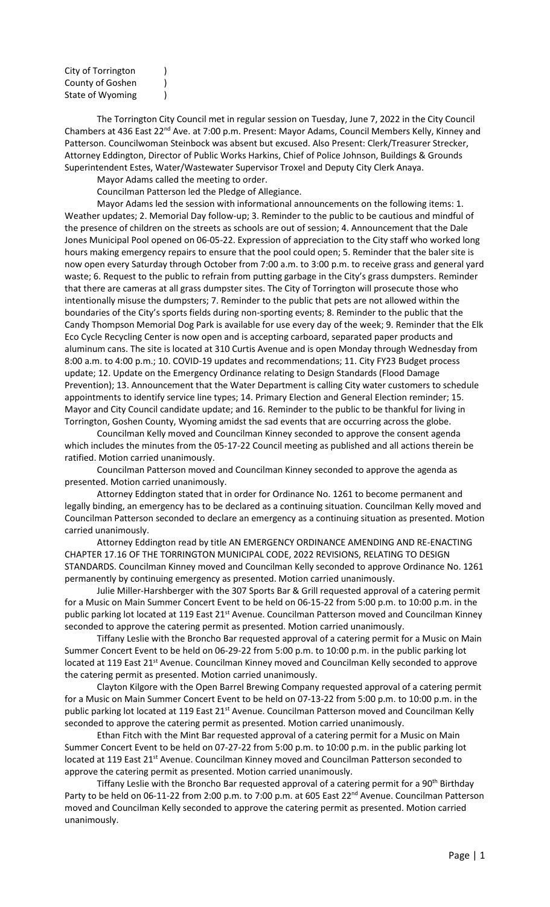City of Torrington )
County of Goshen )
State of Wyoming )

The Torrington City Council met in regular session on Tuesday, June 7, 2022 in the City Council Chambers at 436 East 22nd Ave. at 7:00 p.m. Present: Mayor Adams, Council Members Kelly, Kinney and Patterson. Councilwoman Steinbock was absent but excused. Also Present: Clerk/Treasurer Strecker, Attorney Eddington, Director of Public Works Harkins, Chief of Police Johnson, Buildings & Grounds Superintendent Estes, Water/Wastewater Supervisor Troxel and Deputy City Clerk Anaya.

Mayor Adams called the meeting to order.

Councilman Patterson led the Pledge of Allegiance.

Mayor Adams led the session with informational announcements on the following items: 1. Weather updates; 2. Memorial Day follow-up; 3. Reminder to the public to be cautious and mindful of the presence of children on the streets as schools are out of session; 4. Announcement that the Dale Jones Municipal Pool opened on 06-05-22. Expression of appreciation to the City staff who worked long hours making emergency repairs to ensure that the pool could open; 5. Reminder that the baler site is now open every Saturday through October from 7:00 a.m. to 3:00 p.m. to receive grass and general yard waste; 6. Request to the public to refrain from putting garbage in the City's grass dumpsters. Reminder that there are cameras at all grass dumpster sites. The City of Torrington will prosecute those who intentionally misuse the dumpsters; 7. Reminder to the public that pets are not allowed within the boundaries of the City's sports fields during non-sporting events; 8. Reminder to the public that the Candy Thompson Memorial Dog Park is available for use every day of the week; 9. Reminder that the Elk Eco Cycle Recycling Center is now open and is accepting carboard, separated paper products and aluminum cans. The site is located at 310 Curtis Avenue and is open Monday through Wednesday from 8:00 a.m. to 4:00 p.m.; 10. COVID-19 updates and recommendations; 11. City FY23 Budget process update; 12. Update on the Emergency Ordinance relating to Design Standards (Flood Damage Prevention); 13. Announcement that the Water Department is calling City water customers to schedule appointments to identify service line types; 14. Primary Election and General Election reminder; 15. Mayor and City Council candidate update; and 16. Reminder to the public to be thankful for living in Torrington, Goshen County, Wyoming amidst the sad events that are occurring across the globe.

Councilman Kelly moved and Councilman Kinney seconded to approve the consent agenda which includes the minutes from the 05-17-22 Council meeting as published and all actions therein be ratified. Motion carried unanimously.

Councilman Patterson moved and Councilman Kinney seconded to approve the agenda as presented. Motion carried unanimously.

Attorney Eddington stated that in order for Ordinance No. 1261 to become permanent and legally binding, an emergency has to be declared as a continuing situation. Councilman Kelly moved and Councilman Patterson seconded to declare an emergency as a continuing situation as presented. Motion carried unanimously.

Attorney Eddington read by title AN EMERGENCY ORDINANCE AMENDING AND RE-ENACTING CHAPTER 17.16 OF THE TORRINGTON MUNICIPAL CODE, 2022 REVISIONS, RELATING TO DESIGN STANDARDS. Councilman Kinney moved and Councilman Kelly seconded to approve Ordinance No. 1261 permanently by continuing emergency as presented. Motion carried unanimously.

Julie Miller-Harshberger with the 307 Sports Bar & Grill requested approval of a catering permit for a Music on Main Summer Concert Event to be held on 06-15-22 from 5:00 p.m. to 10:00 p.m. in the public parking lot located at 119 East 21st Avenue. Councilman Patterson moved and Councilman Kinney seconded to approve the catering permit as presented. Motion carried unanimously.

Tiffany Leslie with the Broncho Bar requested approval of a catering permit for a Music on Main Summer Concert Event to be held on 06-29-22 from 5:00 p.m. to 10:00 p.m. in the public parking lot located at 119 East 21st Avenue. Councilman Kinney moved and Councilman Kelly seconded to approve the catering permit as presented. Motion carried unanimously.

Clayton Kilgore with the Open Barrel Brewing Company requested approval of a catering permit for a Music on Main Summer Concert Event to be held on 07-13-22 from 5:00 p.m. to 10:00 p.m. in the public parking lot located at 119 East 21st Avenue. Councilman Patterson moved and Councilman Kelly seconded to approve the catering permit as presented. Motion carried unanimously.

Ethan Fitch with the Mint Bar requested approval of a catering permit for a Music on Main Summer Concert Event to be held on 07-27-22 from 5:00 p.m. to 10:00 p.m. in the public parking lot located at 119 East 21st Avenue. Councilman Kinney moved and Councilman Patterson seconded to approve the catering permit as presented. Motion carried unanimously.

Tiffany Leslie with the Broncho Bar requested approval of a catering permit for a 90th Birthday Party to be held on 06-11-22 from 2:00 p.m. to 7:00 p.m. at 605 East 22nd Avenue. Councilman Patterson moved and Councilman Kelly seconded to approve the catering permit as presented. Motion carried unanimously.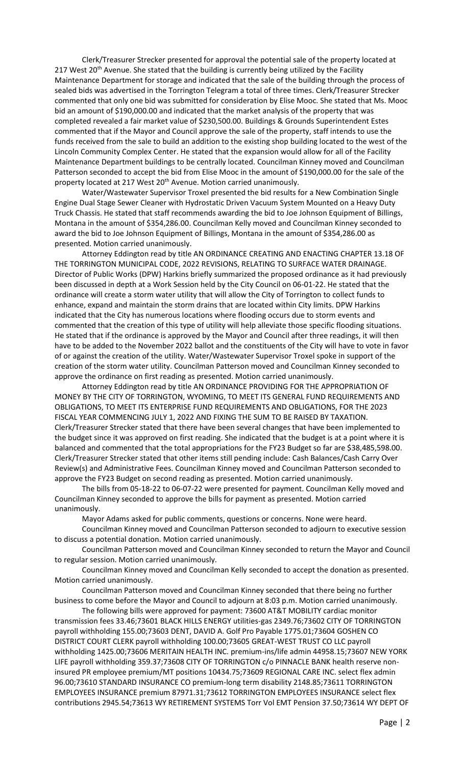Clerk/Treasurer Strecker presented for approval the potential sale of the property located at 217 West 20th Avenue. She stated that the building is currently being utilized by the Facility Maintenance Department for storage and indicated that the sale of the building through the process of sealed bids was advertised in the Torrington Telegram a total of three times. Clerk/Treasurer Strecker commented that only one bid was submitted for consideration by Elise Mooc. She stated that Ms. Mooc bid an amount of $190,000.00 and indicated that the market analysis of the property that was completed revealed a fair market value of $230,500.00. Buildings & Grounds Superintendent Estes commented that if the Mayor and Council approve the sale of the property, staff intends to use the funds received from the sale to build an addition to the existing shop building located to the west of the Lincoln Community Complex Center. He stated that the expansion would allow for all of the Facility Maintenance Department buildings to be centrally located. Councilman Kinney moved and Councilman Patterson seconded to accept the bid from Elise Mooc in the amount of $190,000.00 for the sale of the property located at 217 West 20th Avenue. Motion carried unanimously.

Water/Wastewater Supervisor Troxel presented the bid results for a New Combination Single Engine Dual Stage Sewer Cleaner with Hydrostatic Driven Vacuum System Mounted on a Heavy Duty Truck Chassis. He stated that staff recommends awarding the bid to Joe Johnson Equipment of Billings, Montana in the amount of $354,286.00. Councilman Kelly moved and Councilman Kinney seconded to award the bid to Joe Johnson Equipment of Billings, Montana in the amount of $354,286.00 as presented. Motion carried unanimously.

Attorney Eddington read by title AN ORDINANCE CREATING AND ENACTING CHAPTER 13.18 OF THE TORRINGTON MUNICIPAL CODE, 2022 REVISIONS, RELATING TO SURFACE WATER DRAINAGE. Director of Public Works (DPW) Harkins briefly summarized the proposed ordinance as it had previously been discussed in depth at a Work Session held by the City Council on 06-01-22. He stated that the ordinance will create a storm water utility that will allow the City of Torrington to collect funds to enhance, expand and maintain the storm drains that are located within City limits. DPW Harkins indicated that the City has numerous locations where flooding occurs due to storm events and commented that the creation of this type of utility will help alleviate those specific flooding situations. He stated that if the ordinance is approved by the Mayor and Council after three readings, it will then have to be added to the November 2022 ballot and the constituents of the City will have to vote in favor of or against the creation of the utility. Water/Wastewater Supervisor Troxel spoke in support of the creation of the storm water utility. Councilman Patterson moved and Councilman Kinney seconded to approve the ordinance on first reading as presented. Motion carried unanimously.

Attorney Eddington read by title AN ORDINANCE PROVIDING FOR THE APPROPRIATION OF MONEY BY THE CITY OF TORRINGTON, WYOMING, TO MEET ITS GENERAL FUND REQUIREMENTS AND OBLIGATIONS, TO MEET ITS ENTERPRISE FUND REQUIREMENTS AND OBLIGATIONS, FOR THE 2023 FISCAL YEAR COMMENCING JULY 1, 2022 AND FIXING THE SUM TO BE RAISED BY TAXATION. Clerk/Treasurer Strecker stated that there have been several changes that have been implemented to the budget since it was approved on first reading. She indicated that the budget is at a point where it is balanced and commented that the total appropriations for the FY23 Budget so far are $38,485,598.00. Clerk/Treasurer Strecker stated that other items still pending include: Cash Balances/Cash Carry Over Review(s) and Administrative Fees. Councilman Kinney moved and Councilman Patterson seconded to approve the FY23 Budget on second reading as presented. Motion carried unanimously.

The bills from 05-18-22 to 06-07-22 were presented for payment. Councilman Kelly moved and Councilman Kinney seconded to approve the bills for payment as presented. Motion carried unanimously.

Mayor Adams asked for public comments, questions or concerns. None were heard.

Councilman Kinney moved and Councilman Patterson seconded to adjourn to executive session to discuss a potential donation. Motion carried unanimously.

Councilman Patterson moved and Councilman Kinney seconded to return the Mayor and Council to regular session. Motion carried unanimously.

Councilman Kinney moved and Councilman Kelly seconded to accept the donation as presented. Motion carried unanimously.

Councilman Patterson moved and Councilman Kinney seconded that there being no further business to come before the Mayor and Council to adjourn at 8:03 p.m. Motion carried unanimously.

The following bills were approved for payment: 73600 AT&T MOBILITY cardiac monitor transmission fees 33.46;73601 BLACK HILLS ENERGY utilities-gas 2349.76;73602 CITY OF TORRINGTON payroll withholding 155.00;73603 DENT, DAVID A. Golf Pro Payable 1775.01;73604 GOSHEN CO DISTRICT COURT CLERK payroll withholding 100.00;73605 GREAT-WEST TRUST CO LLC payroll withholding 1425.00;73606 MERITAIN HEALTH INC. premium-ins/life admin 44958.15;73607 NEW YORK LIFE payroll withholding 359.37;73608 CITY OF TORRINGTON c/o PINNACLE BANK health reserve non-insured PR employee premium/MT positions 10434.75;73609 REGIONAL CARE INC. select flex admin 96.00;73610 STANDARD INSURANCE CO premium-long term disability 2148.85;73611 TORRINGTON EMPLOYEES INSURANCE premium 87971.31;73612 TORRINGTON EMPLOYEES INSURANCE select flex contributions 2945.54;73613 WY RETIREMENT SYSTEMS Torr Vol EMT Pension 37.50;73614 WY DEPT OF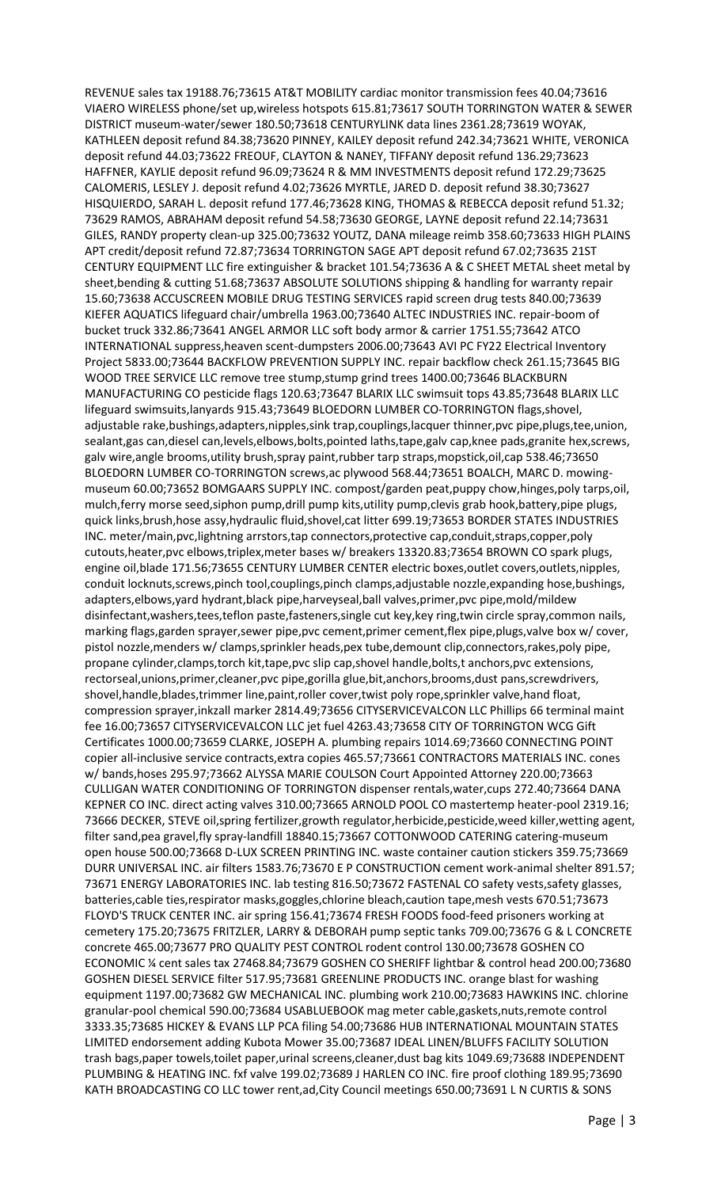REVENUE sales tax 19188.76;73615 AT&T MOBILITY cardiac monitor transmission fees 40.04;73616 VIAERO WIRELESS phone/set up,wireless hotspots 615.81;73617 SOUTH TORRINGTON WATER & SEWER DISTRICT museum-water/sewer 180.50;73618 CENTURYLINK data lines 2361.28;73619 WOYAK, KATHLEEN deposit refund 84.38;73620 PINNEY, KAILEY deposit refund 242.34;73621 WHITE, VERONICA deposit refund 44.03;73622 FREOUF, CLAYTON & NANEY, TIFFANY deposit refund 136.29;73623 HAFFNER, KAYLIE deposit refund 96.09;73624 R & MM INVESTMENTS deposit refund 172.29;73625 CALOMERIS, LESLEY J. deposit refund 4.02;73626 MYRTLE, JARED D. deposit refund 38.30;73627 HISQUIERDO, SARAH L. deposit refund 177.46;73628 KING, THOMAS & REBECCA deposit refund 51.32;73629 RAMOS, ABRAHAM deposit refund 54.58;73630 GEORGE, LAYNE deposit refund 22.14;73631 GILES, RANDY property clean-up 325.00;73632 YOUTZ, DANA mileage reimb 358.60;73633 HIGH PLAINS APT credit/deposit refund 72.87;73634 TORRINGTON SAGE APT deposit refund 67.02;73635 21ST CENTURY EQUIPMENT LLC fire extinguisher & bracket 101.54;73636 A & C SHEET METAL sheet metal by sheet,bending & cutting 51.68;73637 ABSOLUTE SOLUTIONS shipping & handling for warranty repair 15.60;73638 ACCUSCREEN MOBILE DRUG TESTING SERVICES rapid screen drug tests 840.00;73639 KIEFER AQUATICS lifeguard chair/umbrella 1963.00;73640 ALTEC INDUSTRIES INC. repair-boom of bucket truck 332.86;73641 ANGEL ARMOR LLC soft body armor & carrier 1751.55;73642 ATCO INTERNATIONAL suppress,heaven scent-dumpsters 2006.00;73643 AVI PC FY22 Electrical Inventory Project 5833.00;73644 BACKFLOW PREVENTION SUPPLY INC. repair backflow check 261.15;73645 BIG WOOD TREE SERVICE LLC remove tree stump,stump grind trees 1400.00;73646 BLACKBURN MANUFACTURING CO pesticide flags 120.63;73647 BLARIX LLC swimsuit tops 43.85;73648 BLARIX LLC lifeguard swimsuits,lanyards 915.43;73649 BLOEDORN LUMBER CO-TORRINGTON flags,shovel, adjustable rake,bushings,adapters,nipples,sink trap,couplings,lacquer thinner,pvc pipe,plugs,tee,union, sealant,gas can,diesel can,levels,elbows,bolts,pointed laths,tape,galv cap,knee pads,granite hex,screws, galv wire,angle brooms,utility brush,spray paint,rubber tarp straps,mopstick,oil,cap 538.46;73650 BLOEDORN LUMBER CO-TORRINGTON screws,ac plywood 568.44;73651 BOALCH, MARC D. mowing-museum 60.00;73652 BOMGAARS SUPPLY INC. compost/garden peat,puppy chow,hinges,poly tarps,oil, mulch,ferry morse seed,siphon pump,drill pump kits,utility pump,clevis grab hook,battery,pipe plugs, quick links,brush,hose assy,hydraulic fluid,shovel,cat litter 699.19;73653 BORDER STATES INDUSTRIES INC. meter/main,pvc,lightning arrstors,tap connectors,protective cap,conduit,straps,copper,poly cutouts,heater,pvc elbows,triplex,meter bases w/ breakers 13320.83;73654 BROWN CO spark plugs, engine oil,blade 171.56;73655 CENTURY LUMBER CENTER electric boxes,outlet covers,outlets,nipples, conduit locknuts,screws,pinch tool,couplings,pinch clamps,adjustable nozzle,expanding hose,bushings, adapters,elbows,yard hydrant,black pipe,harveyseal,ball valves,primer,pvc pipe,mold/mildew disinfectant,washers,tees,teflon paste,fasteners,single cut key,key ring,twin circle spray,common nails, marking flags,garden sprayer,sewer pipe,pvc cement,primer cement,flex pipe,plugs,valve box w/ cover, pistol nozzle,menders w/ clamps,sprinkler heads,pex tube,demount clip,connectors,rakes,poly pipe, propane cylinder,clamps,torch kit,tape,pvc slip cap,shovel handle,bolts,t anchors,pvc extensions, rectorseal,unions,primer,cleaner,pvc pipe,gorilla glue,bit,anchors,brooms,dust pans,screwdrivers, shovel,handle,blades,trimmer line,paint,roller cover,twist poly rope,sprinkler valve,hand float, compression sprayer,inkzall marker 2814.49;73656 CITYSERVICEVALCON LLC Phillips 66 terminal maint fee 16.00;73657 CITYSERVICEVALCON LLC jet fuel 4263.43;73658 CITY OF TORRINGTON WCG Gift Certificates 1000.00;73659 CLARKE, JOSEPH A. plumbing repairs 1014.69;73660 CONNECTING POINT copier all-inclusive service contracts,extra copies 465.57;73661 CONTRACTORS MATERIALS INC. cones w/ bands,hoses 295.97;73662 ALYSSA MARIE COULSON Court Appointed Attorney 220.00;73663 CULLIGAN WATER CONDITIONING OF TORRINGTON dispenser rentals,water,cups 272.40;73664 DANA KEPNER CO INC. direct acting valves 310.00;73665 ARNOLD POOL CO mastertemp heater-pool 2319.16; 73666 DECKER, STEVE oil,spring fertilizer,growth regulator,herbicide,pesticide,weed killer,wetting agent, filter sand,pea gravel,fly spray-landfill 18840.15;73667 COTTONWOOD CATERING catering-museum open house 500.00;73668 D-LUX SCREEN PRINTING INC. waste container caution stickers 359.75;73669 DURR UNIVERSAL INC. air filters 1583.76;73670 E P CONSTRUCTION cement work-animal shelter 891.57; 73671 ENERGY LABORATORIES INC. lab testing 816.50;73672 FASTENAL CO safety vests,safety glasses, batteries,cable ties,respirator masks,goggles,chlorine bleach,caution tape,mesh vests 670.51;73673 FLOYD'S TRUCK CENTER INC. air spring 156.41;73674 FRESH FOODS food-feed prisoners working at cemetery 175.20;73675 FRITZLER, LARRY & DEBORAH pump septic tanks 709.00;73676 G & L CONCRETE concrete 465.00;73677 PRO QUALITY PEST CONTROL rodent control 130.00;73678 GOSHEN CO ECONOMIC ¼ cent sales tax 27468.84;73679 GOSHEN CO SHERIFF lightbar & control head 200.00;73680 GOSHEN DIESEL SERVICE filter 517.95;73681 GREENLINE PRODUCTS INC. orange blast for washing equipment 1197.00;73682 GW MECHANICAL INC. plumbing work 210.00;73683 HAWKINS INC. chlorine granular-pool chemical 590.00;73684 USABLUEBOOK mag meter cable,gaskets,nuts,remote control 3333.35;73685 HICKEY & EVANS LLP PCA filing 54.00;73686 HUB INTERNATIONAL MOUNTAIN STATES LIMITED endorsement adding Kubota Mower 35.00;73687 IDEAL LINEN/BLUFFS FACILITY SOLUTION trash bags,paper towels,toilet paper,urinal screens,cleaner,dust bag kits 1049.69;73688 INDEPENDENT PLUMBING & HEATING INC. fxf valve 199.02;73689 J HARLEN CO INC. fire proof clothing 189.95;73690 KATH BROADCASTING CO LLC tower rent,ad,City Council meetings 650.00;73691 L N CURTIS & SONS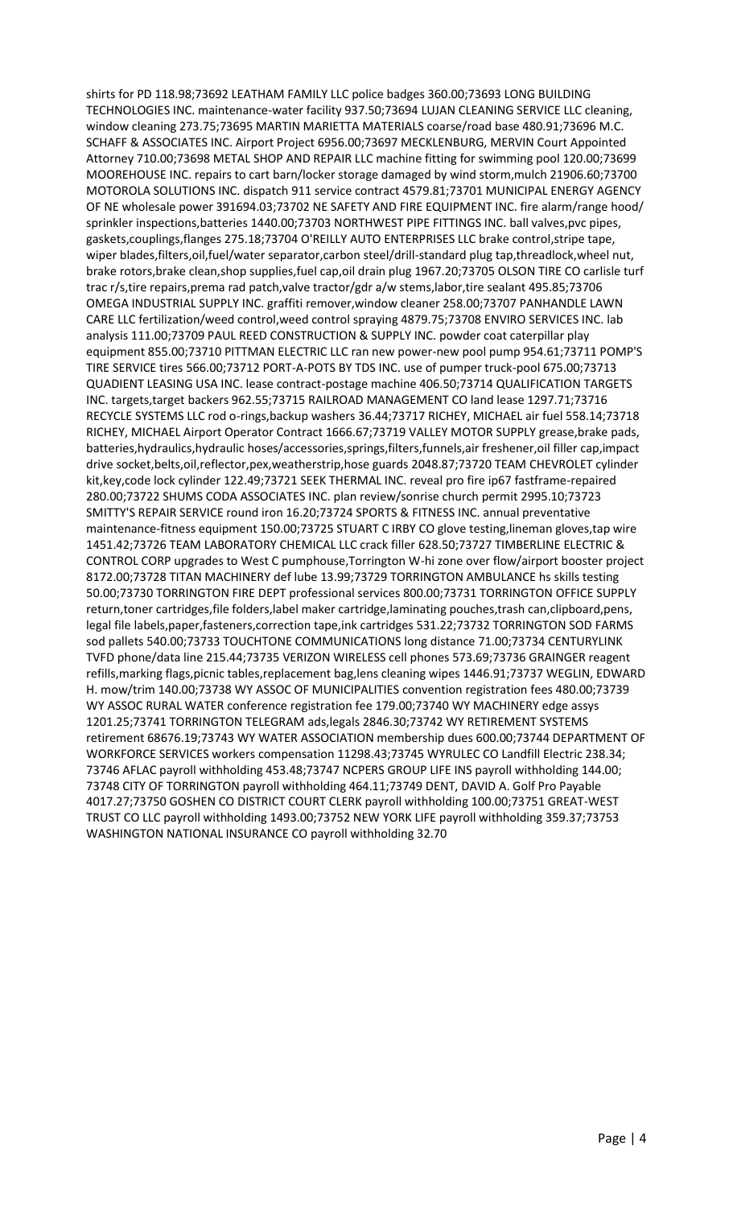shirts for PD 118.98;73692 LEATHAM FAMILY LLC police badges 360.00;73693 LONG BUILDING TECHNOLOGIES INC. maintenance-water facility 937.50;73694 LUJAN CLEANING SERVICE LLC cleaning, window cleaning 273.75;73695 MARTIN MARIETTA MATERIALS coarse/road base 480.91;73696 M.C. SCHAFF & ASSOCIATES INC. Airport Project 6956.00;73697 MECKLENBURG, MERVIN Court Appointed Attorney 710.00;73698 METAL SHOP AND REPAIR LLC machine fitting for swimming pool 120.00;73699 MOOREHOUSE INC. repairs to cart barn/locker storage damaged by wind storm,mulch 21906.60;73700 MOTOROLA SOLUTIONS INC. dispatch 911 service contract 4579.81;73701 MUNICIPAL ENERGY AGENCY OF NE wholesale power 391694.03;73702 NE SAFETY AND FIRE EQUIPMENT INC. fire alarm/range hood/ sprinkler inspections,batteries 1440.00;73703 NORTHWEST PIPE FITTINGS INC. ball valves,pvc pipes, gaskets,couplings,flanges 275.18;73704 O'REILLY AUTO ENTERPRISES LLC brake control,stripe tape, wiper blades,filters,oil,fuel/water separator,carbon steel/drill-standard plug tap,threadlock,wheel nut, brake rotors,brake clean,shop supplies,fuel cap,oil drain plug 1967.20;73705 OLSON TIRE CO carlisle turf trac r/s,tire repairs,prema rad patch,valve tractor/gdr a/w stems,labor,tire sealant 495.85;73706 OMEGA INDUSTRIAL SUPPLY INC. graffiti remover,window cleaner 258.00;73707 PANHANDLE LAWN CARE LLC fertilization/weed control,weed control spraying 4879.75;73708 ENVIRO SERVICES INC. lab analysis 111.00;73709 PAUL REED CONSTRUCTION & SUPPLY INC. powder coat caterpillar play equipment 855.00;73710 PITTMAN ELECTRIC LLC ran new power-new pool pump 954.61;73711 POMP'S TIRE SERVICE tires 566.00;73712 PORT-A-POTS BY TDS INC. use of pumper truck-pool 675.00;73713 QUADIENT LEASING USA INC. lease contract-postage machine 406.50;73714 QUALIFICATION TARGETS INC. targets,target backers 962.55;73715 RAILROAD MANAGEMENT CO land lease 1297.71;73716 RECYCLE SYSTEMS LLC rod o-rings,backup washers 36.44;73717 RICHEY, MICHAEL air fuel 558.14;73718 RICHEY, MICHAEL Airport Operator Contract 1666.67;73719 VALLEY MOTOR SUPPLY grease,brake pads, batteries,hydraulics,hydraulic hoses/accessories,springs,filters,funnels,air freshener,oil filler cap,impact drive socket,belts,oil,reflector,pex,weatherstrip,hose guards 2048.87;73720 TEAM CHEVROLET cylinder kit,key,code lock cylinder 122.49;73721 SEEK THERMAL INC. reveal pro fire ip67 fastframe-repaired 280.00;73722 SHUMS CODA ASSOCIATES INC. plan review/sonrise church permit 2995.10;73723 SMITTY'S REPAIR SERVICE round iron 16.20;73724 SPORTS & FITNESS INC. annual preventative maintenance-fitness equipment 150.00;73725 STUART C IRBY CO glove testing,lineman gloves,tap wire 1451.42;73726 TEAM LABORATORY CHEMICAL LLC crack filler 628.50;73727 TIMBERLINE ELECTRIC & CONTROL CORP upgrades to West C pumphouse,Torrington W-hi zone over flow/airport booster project 8172.00;73728 TITAN MACHINERY def lube 13.99;73729 TORRINGTON AMBULANCE hs skills testing 50.00;73730 TORRINGTON FIRE DEPT professional services 800.00;73731 TORRINGTON OFFICE SUPPLY return,toner cartridges,file folders,label maker cartridge,laminating pouches,trash can,clipboard,pens, legal file labels,paper,fasteners,correction tape,ink cartridges 531.22;73732 TORRINGTON SOD FARMS sod pallets 540.00;73733 TOUCHTONE COMMUNICATIONS long distance 71.00;73734 CENTURYLINK TVFD phone/data line 215.44;73735 VERIZON WIRELESS cell phones 573.69;73736 GRAINGER reagent refills,marking flags,picnic tables,replacement bag,lens cleaning wipes 1446.91;73737 WEGLIN, EDWARD H. mow/trim 140.00;73738 WY ASSOC OF MUNICIPALITIES convention registration fees 480.00;73739 WY ASSOC RURAL WATER conference registration fee 179.00;73740 WY MACHINERY edge assys 1201.25;73741 TORRINGTON TELEGRAM ads,legals 2846.30;73742 WY RETIREMENT SYSTEMS retirement 68676.19;73743 WY WATER ASSOCIATION membership dues 600.00;73744 DEPARTMENT OF WORKFORCE SERVICES workers compensation 11298.43;73745 WYRULEC CO Landfill Electric 238.34; 73746 AFLAC payroll withholding 453.48;73747 NCPERS GROUP LIFE INS payroll withholding 144.00; 73748 CITY OF TORRINGTON payroll withholding 464.11;73749 DENT, DAVID A. Golf Pro Payable 4017.27;73750 GOSHEN CO DISTRICT COURT CLERK payroll withholding 100.00;73751 GREAT-WEST TRUST CO LLC payroll withholding 1493.00;73752 NEW YORK LIFE payroll withholding 359.37;73753 WASHINGTON NATIONAL INSURANCE CO payroll withholding 32.70